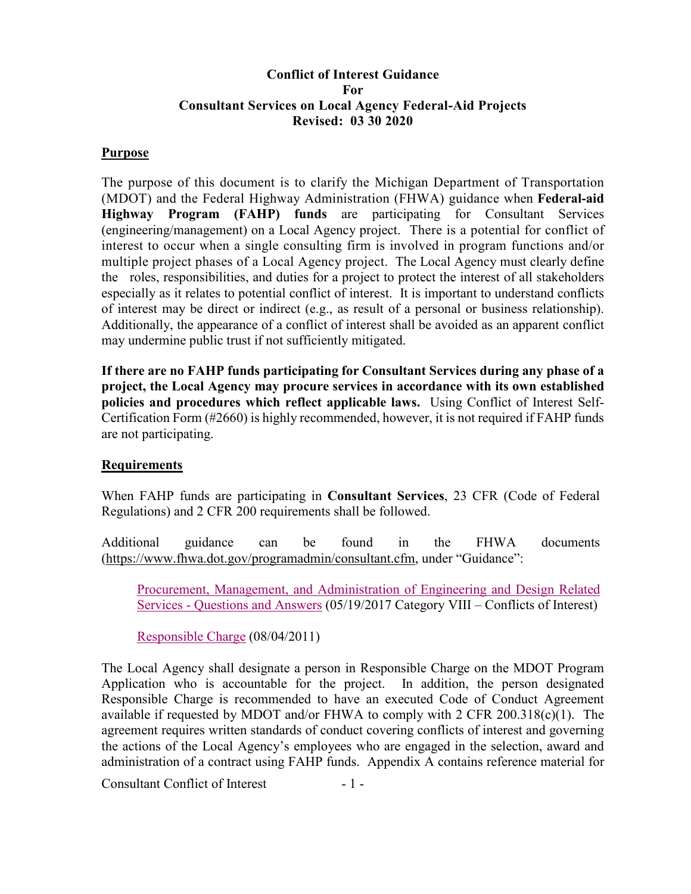**Conflict of Interest Guidance For Consultant Services on Local Agency Federal-Aid Projects Revised: 03 30 2020**

## Purpose

The purpose of this document is to clarify the Michigan Department of Transportation (MDOT) and the Federal Highway Administration (FHWA) guidance when **Federal-aid Highway Program (FAHP) funds** are participating for Consultant Services (engineering/management) on a Local Agency project. There is a potential for conflict of interest to occur when a single consulting firm is involved in program functions and/or multiple project phases of a Local Agency project. The Local Agency must clearly define the roles, responsibilities, and duties for a project to protect the interest of all stakeholders especially as it relates to potential conflict of interest. It is important to understand conflicts of interest may be direct or indirect (e.g., as result of a personal or business relationship). Additionally, the appearance of a conflict of interest shall be avoided as an apparent conflict may undermine public trust if not sufficiently mitigated.

**If there are no FAHP funds participating for Consultant Services during any phase of a project, the Local Agency may procure services in accordance with its own established policies and procedures which reflect applicable laws.** Using Conflict of Interest Self-Certification Form (#2660) is highly recommended, however, it is not required if FAHP funds are not participating.

## Requirements

When FAHP funds are participating in **Consultant Services**, 23 CFR (Code of Federal Regulations) and 2 CFR 200 requirements shall be followed.

Additional guidance can be found in the FHWA documents (https://www.fhwa.dot.gov/programadmin/consultant.cfm, under "Guidance":

> Procurement, Management, and Administration of Engineering and Design Related Services - Questions and Answers (05/19/2017 Category VIII – Conflicts of Interest)
>
> Responsible Charge (08/04/2011)

The Local Agency shall designate a person in Responsible Charge on the MDOT Program Application who is accountable for the project. In addition, the person designated Responsible Charge is recommended to have an executed Code of Conduct Agreement available if requested by MDOT and/or FHWA to comply with 2 CFR 200.318(c)(1). The agreement requires written standards of conduct covering conflicts of interest and governing the actions of the Local Agency's employees who are engaged in the selection, award and administration of a contract using FAHP funds. Appendix A contains reference material for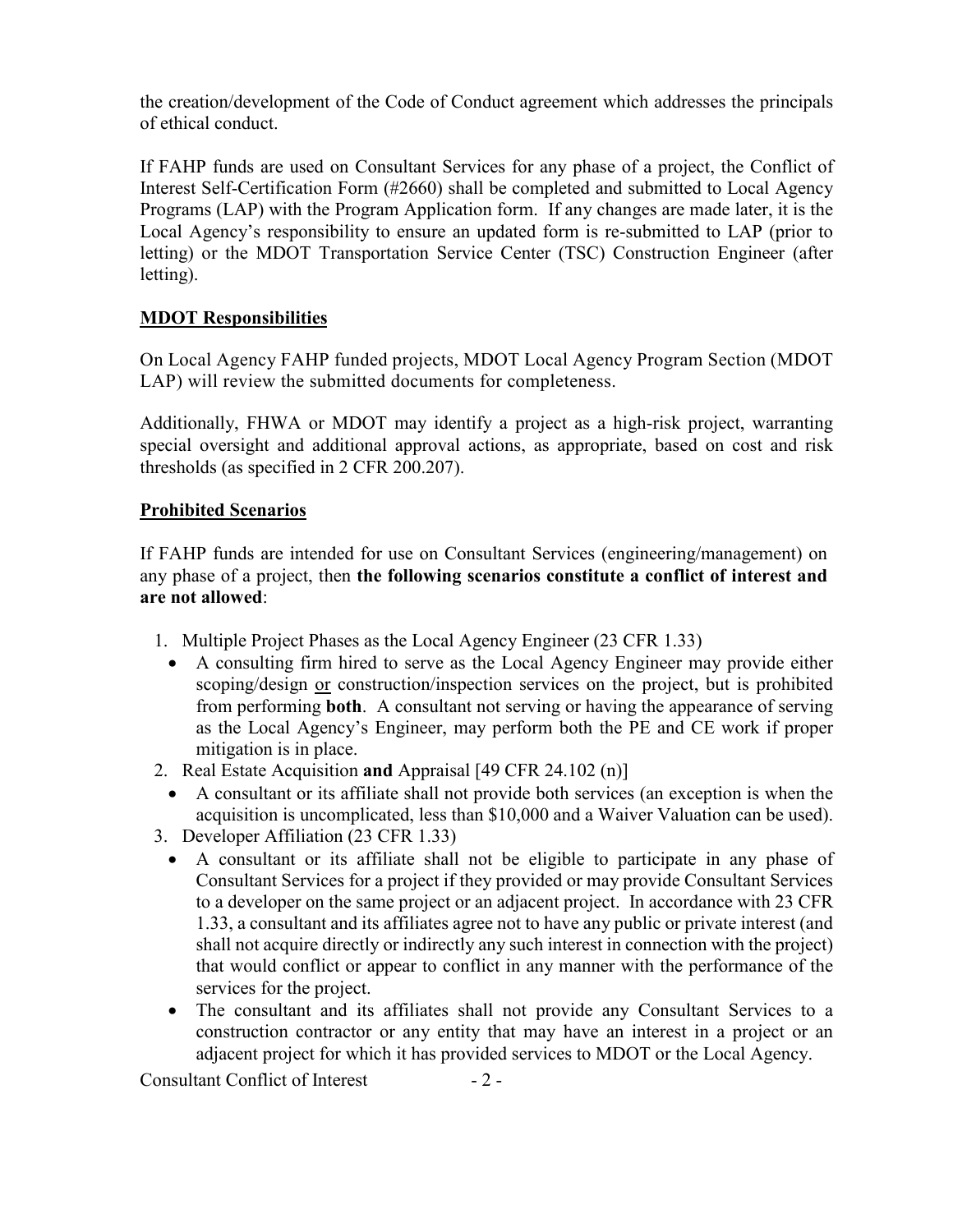the creation/development of the Code of Conduct agreement which addresses the principals of ethical conduct.

If FAHP funds are used on Consultant Services for any phase of a project, the Conflict of Interest Self-Certification Form (#2660) shall be completed and submitted to Local Agency Programs (LAP) with the Program Application form. If any changes are made later, it is the Local Agency's responsibility to ensure an updated form is re-submitted to LAP (prior to letting) or the MDOT Transportation Service Center (TSC) Construction Engineer (after letting).

## MDOT Responsibilities

On Local Agency FAHP funded projects, MDOT Local Agency Program Section (MDOT LAP) will review the submitted documents for completeness.

Additionally, FHWA or MDOT may identify a project as a high-risk project, warranting special oversight and additional approval actions, as appropriate, based on cost and risk thresholds (as specified in 2 CFR 200.207).

## Prohibited Scenarios

If FAHP funds are intended for use on Consultant Services (engineering/management) on any phase of a project, then **the following scenarios constitute a conflict of interest and are not allowed**:

1. Multiple Project Phases as the Local Agency Engineer (23 CFR 1.33)
   - A consulting firm hired to serve as the Local Agency Engineer may provide either scoping/design <u>or</u> construction/inspection services on the project, but is prohibited from performing **both**. A consultant not serving or having the appearance of serving as the Local Agency's Engineer, may perform both the PE and CE work if proper mitigation is in place.
2. Real Estate Acquisition **and** Appraisal [49 CFR 24.102 (n)]
   - A consultant or its affiliate shall not provide both services (an exception is when the acquisition is uncomplicated, less than $10,000 and a Waiver Valuation can be used).
3. Developer Affiliation (23 CFR 1.33)
   - A consultant or its affiliate shall not be eligible to participate in any phase of Consultant Services for a project if they provided or may provide Consultant Services to a developer on the same project or an adjacent project. In accordance with 23 CFR 1.33, a consultant and its affiliates agree not to have any public or private interest (and shall not acquire directly or indirectly any such interest in connection with the project) that would conflict or appear to conflict in any manner with the performance of the services for the project.
   - The consultant and its affiliates shall not provide any Consultant Services to a construction contractor or any entity that may have an interest in a project or an adjacent project for which it has provided services to MDOT or the Local Agency.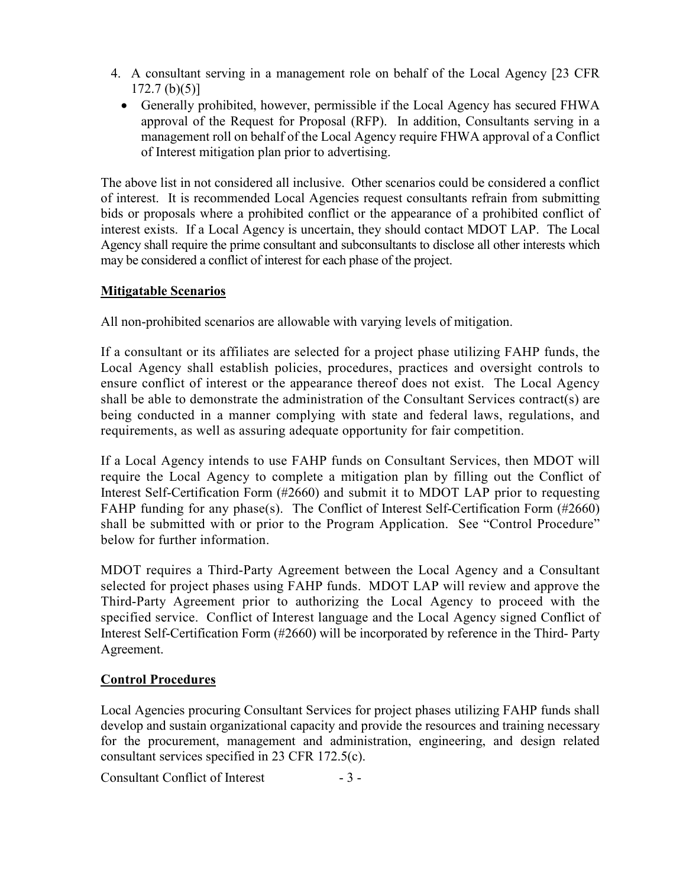4. A consultant serving in a management role on behalf of the Local Agency [23 CFR 172.7 (b)(5)]
   - Generally prohibited, however, permissible if the Local Agency has secured FHWA approval of the Request for Proposal (RFP). In addition, Consultants serving in a management roll on behalf of the Local Agency require FHWA approval of a Conflict of Interest mitigation plan prior to advertising.

The above list in not considered all inclusive. Other scenarios could be considered a conflict of interest. It is recommended Local Agencies request consultants refrain from submitting bids or proposals where a prohibited conflict or the appearance of a prohibited conflict of interest exists. If a Local Agency is uncertain, they should contact MDOT LAP. The Local Agency shall require the prime consultant and subconsultants to disclose all other interests which may be considered a conflict of interest for each phase of the project.

**Mitigatable Scenarios**

All non-prohibited scenarios are allowable with varying levels of mitigation.

If a consultant or its affiliates are selected for a project phase utilizing FAHP funds, the Local Agency shall establish policies, procedures, practices and oversight controls to ensure conflict of interest or the appearance thereof does not exist. The Local Agency shall be able to demonstrate the administration of the Consultant Services contract(s) are being conducted in a manner complying with state and federal laws, regulations, and requirements, as well as assuring adequate opportunity for fair competition.

If a Local Agency intends to use FAHP funds on Consultant Services, then MDOT will require the Local Agency to complete a mitigation plan by filling out the Conflict of Interest Self-Certification Form (#2660) and submit it to MDOT LAP prior to requesting FAHP funding for any phase(s). The Conflict of Interest Self-Certification Form (#2660) shall be submitted with or prior to the Program Application. See "Control Procedure" below for further information.

MDOT requires a Third-Party Agreement between the Local Agency and a Consultant selected for project phases using FAHP funds. MDOT LAP will review and approve the Third-Party Agreement prior to authorizing the Local Agency to proceed with the specified service. Conflict of Interest language and the Local Agency signed Conflict of Interest Self-Certification Form (#2660) will be incorporated by reference in the Third- Party Agreement.

**Control Procedures**

Local Agencies procuring Consultant Services for project phases utilizing FAHP funds shall develop and sustain organizational capacity and provide the resources and training necessary for the procurement, management and administration, engineering, and design related consultant services specified in 23 CFR 172.5(c).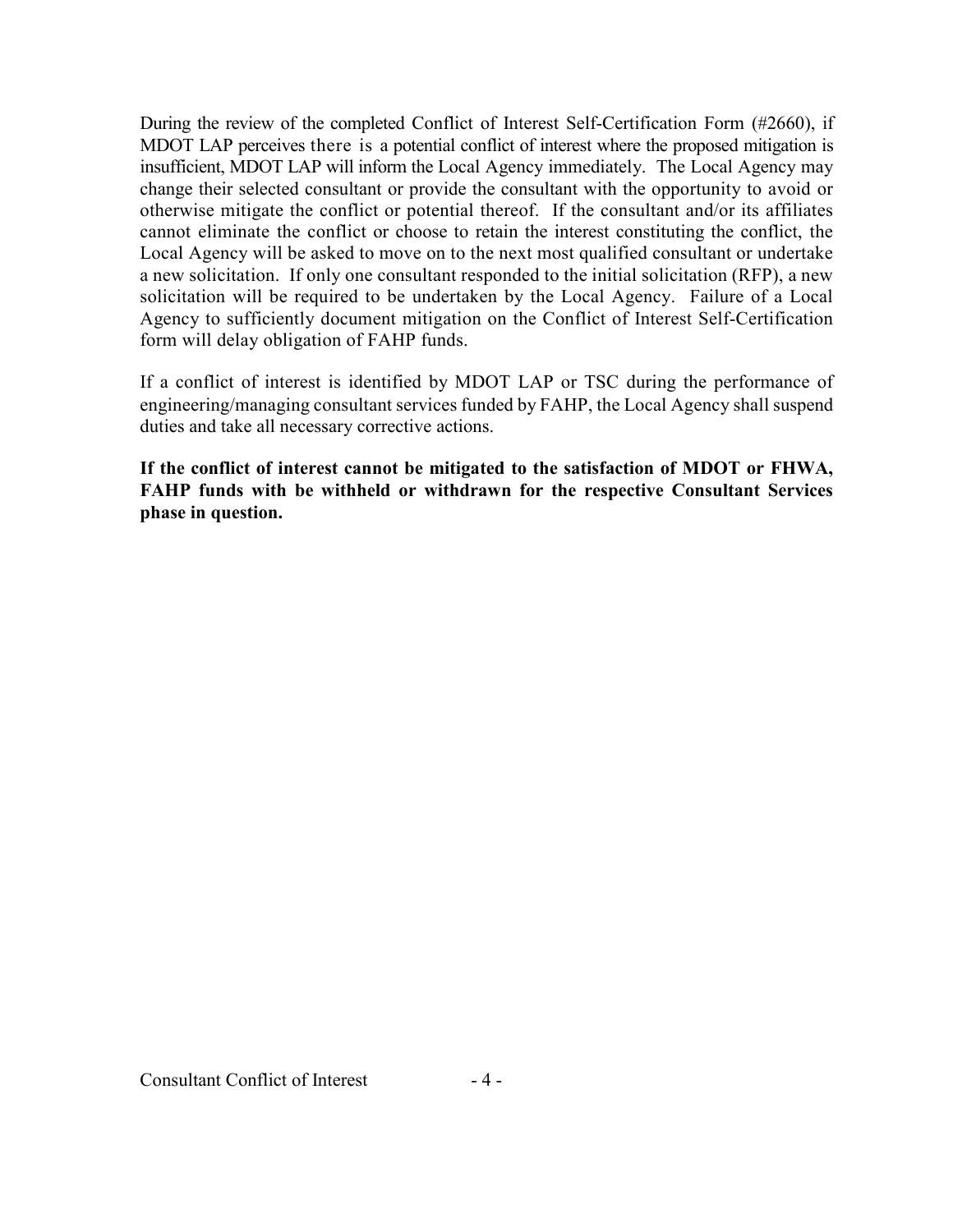During the review of the completed Conflict of Interest Self-Certification Form (#2660), if MDOT LAP perceives there is a potential conflict of interest where the proposed mitigation is insufficient, MDOT LAP will inform the Local Agency immediately. The Local Agency may change their selected consultant or provide the consultant with the opportunity to avoid or otherwise mitigate the conflict or potential thereof. If the consultant and/or its affiliates cannot eliminate the conflict or choose to retain the interest constituting the conflict, the Local Agency will be asked to move on to the next most qualified consultant or undertake a new solicitation. If only one consultant responded to the initial solicitation (RFP), a new solicitation will be required to be undertaken by the Local Agency. Failure of a Local Agency to sufficiently document mitigation on the Conflict of Interest Self-Certification form will delay obligation of FAHP funds.

If a conflict of interest is identified by MDOT LAP or TSC during the performance of engineering/managing consultant services funded by FAHP, the Local Agency shall suspend duties and take all necessary corrective actions.

**If the conflict of interest cannot be mitigated to the satisfaction of MDOT or FHWA, FAHP funds with be withheld or withdrawn for the respective Consultant Services phase in question.**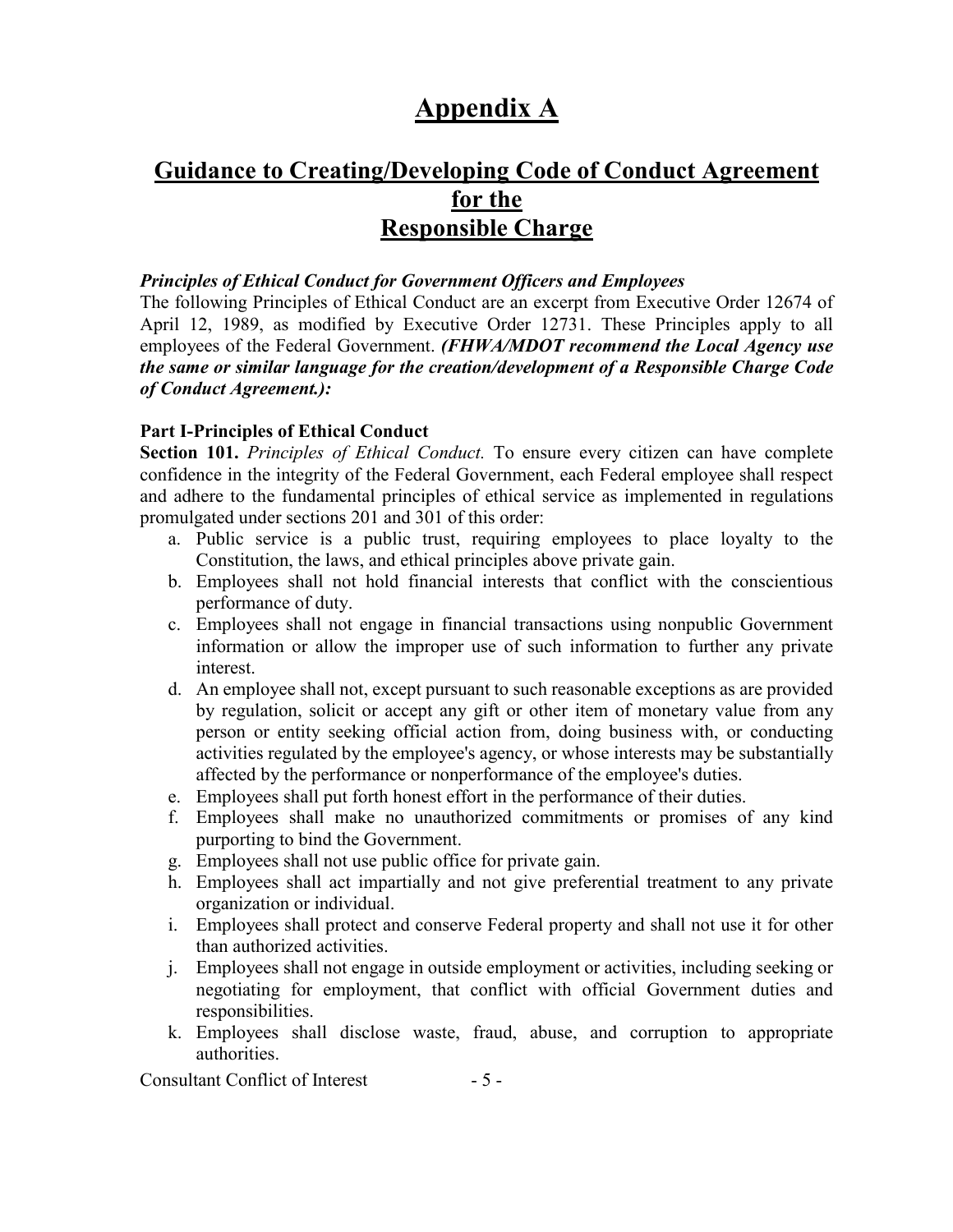# Appendix A

## Guidance to Creating/Developing Code of Conduct Agreement for the Responsible Charge

***Principles of Ethical Conduct for Government Officers and Employees***

The following Principles of Ethical Conduct are an excerpt from Executive Order 12674 of April 12, 1989, as modified by Executive Order 12731. These Principles apply to all employees of the Federal Government. ***(FHWA/MDOT recommend the Local Agency use the same or similar language for the creation/development of a Responsible Charge Code of Conduct Agreement.):***

**Part I-Principles of Ethical Conduct**

**Section 101.** *Principles of Ethical Conduct.* To ensure every citizen can have complete confidence in the integrity of the Federal Government, each Federal employee shall respect and adhere to the fundamental principles of ethical service as implemented in regulations promulgated under sections 201 and 301 of this order:

a. Public service is a public trust, requiring employees to place loyalty to the Constitution, the laws, and ethical principles above private gain.
b. Employees shall not hold financial interests that conflict with the conscientious performance of duty.
c. Employees shall not engage in financial transactions using nonpublic Government information or allow the improper use of such information to further any private interest.
d. An employee shall not, except pursuant to such reasonable exceptions as are provided by regulation, solicit or accept any gift or other item of monetary value from any person or entity seeking official action from, doing business with, or conducting activities regulated by the employee's agency, or whose interests may be substantially affected by the performance or nonperformance of the employee's duties.
e. Employees shall put forth honest effort in the performance of their duties.
f. Employees shall make no unauthorized commitments or promises of any kind purporting to bind the Government.
g. Employees shall not use public office for private gain.
h. Employees shall act impartially and not give preferential treatment to any private organization or individual.
i. Employees shall protect and conserve Federal property and shall not use it for other than authorized activities.
j. Employees shall not engage in outside employment or activities, including seeking or negotiating for employment, that conflict with official Government duties and responsibilities.
k. Employees shall disclose waste, fraud, abuse, and corruption to appropriate authorities.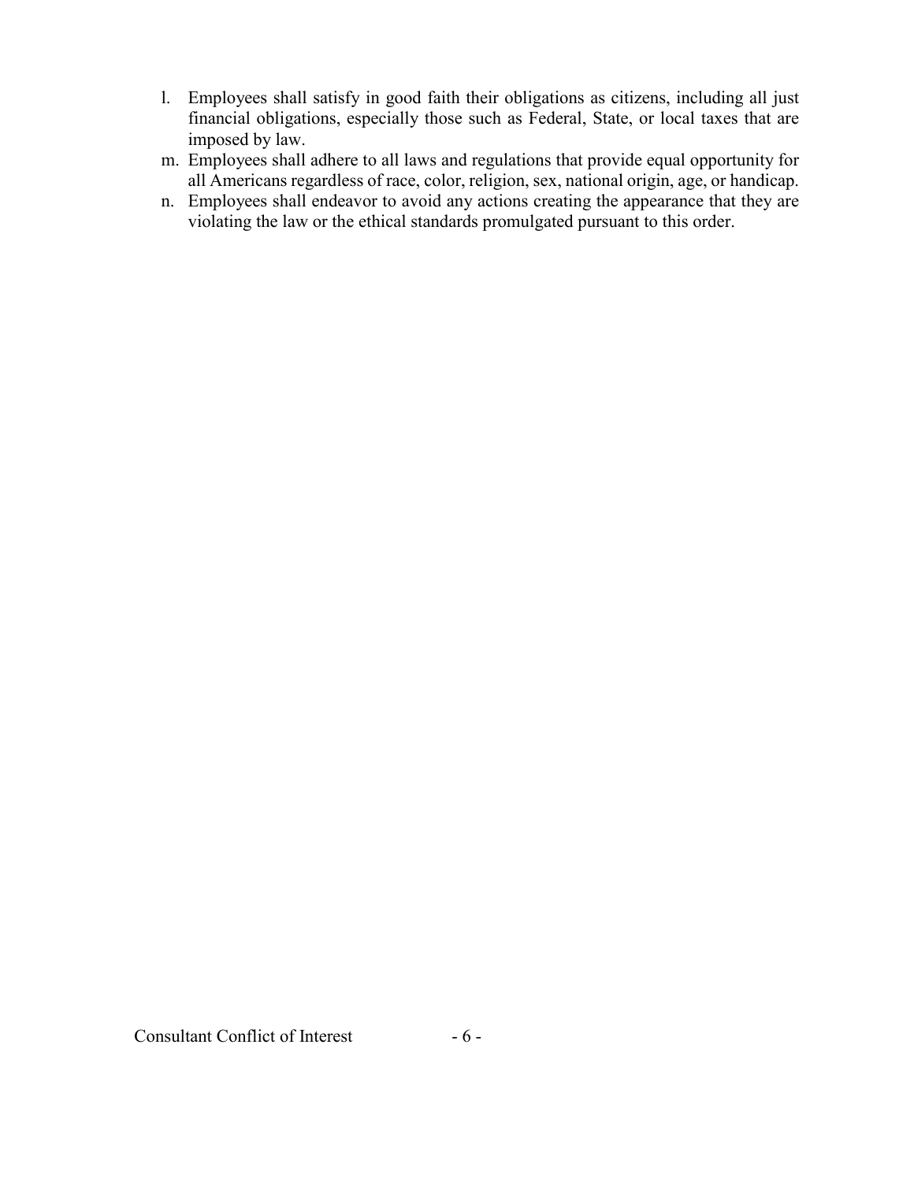l. Employees shall satisfy in good faith their obligations as citizens, including all just financial obligations, especially those such as Federal, State, or local taxes that are imposed by law.
m. Employees shall adhere to all laws and regulations that provide equal opportunity for all Americans regardless of race, color, religion, sex, national origin, age, or handicap.
n. Employees shall endeavor to avoid any actions creating the appearance that they are violating the law or the ethical standards promulgated pursuant to this order.